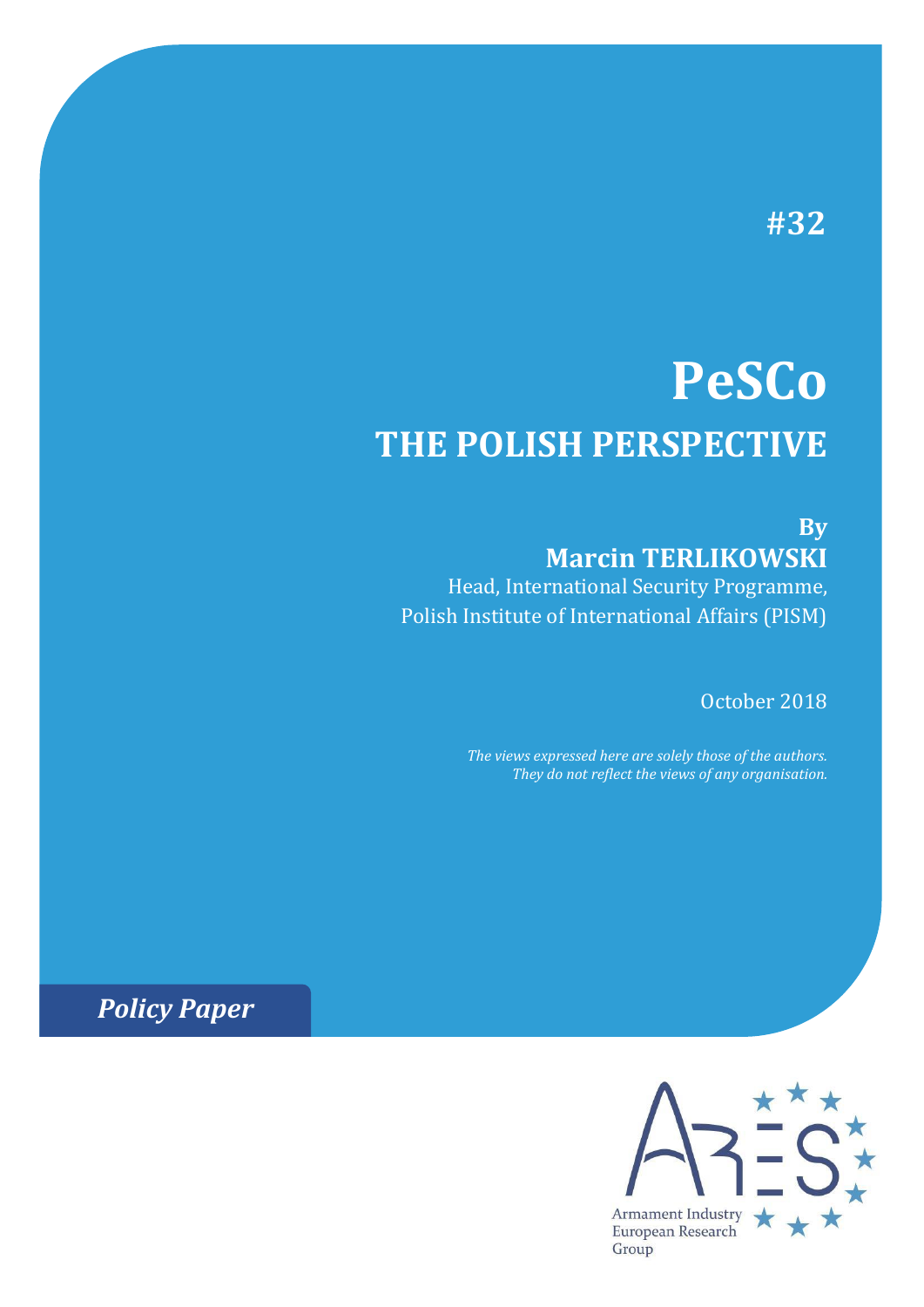#32

# PeSCo

## THE POLISH PERSPECTIVE

**By**

**Marcin TERLIKOWSKI**

Head, International Security Programme,
Polish Institute of International Affairs (PISM)

October 2018

*The views expressed here are solely those of the authors. They do not reflect the views of any organisation.*

***Policy Paper***

Armament Industry European Research Group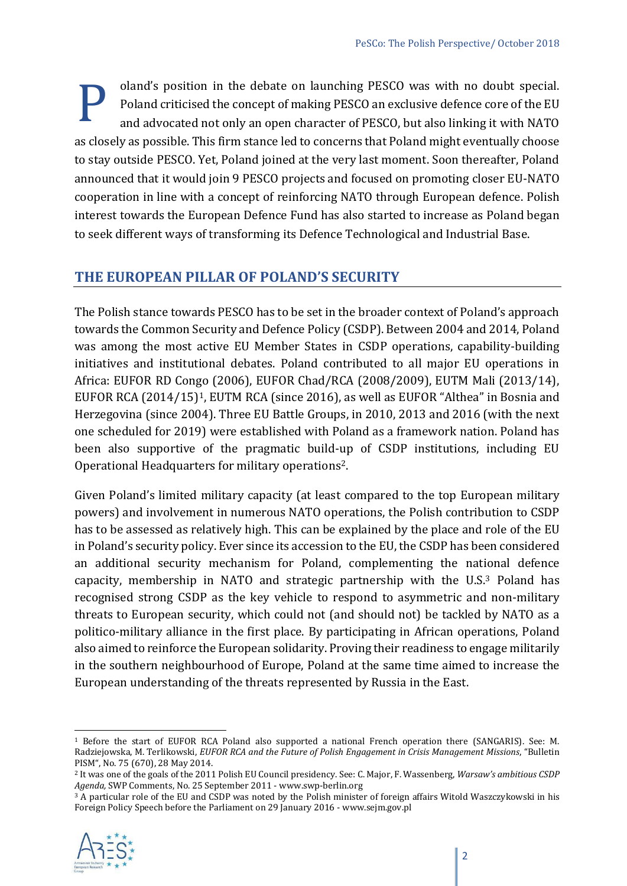Poland's position in the debate on launching PESCO was with no doubt special. Poland criticised the concept of making PESCO an exclusive defence core of the EU and advocated not only an open character of PESCO, but also linking it with NATO as closely as possible. This firm stance led to concerns that Poland might eventually choose to stay outside PESCO. Yet, Poland joined at the very last moment. Soon thereafter, Poland announced that it would join 9 PESCO projects and focused on promoting closer EU-NATO cooperation in line with a concept of reinforcing NATO through European defence. Polish interest towards the European Defence Fund has also started to increase as Poland began to seek different ways of transforming its Defence Technological and Industrial Base.

## THE EUROPEAN PILLAR OF POLAND'S SECURITY

The Polish stance towards PESCO has to be set in the broader context of Poland's approach towards the Common Security and Defence Policy (CSDP). Between 2004 and 2014, Poland was among the most active EU Member States in CSDP operations, capability-building initiatives and institutional debates. Poland contributed to all major EU operations in Africa: EUFOR RD Congo (2006), EUFOR Chad/RCA (2008/2009), EUTM Mali (2013/14), EUFOR RCA (2014/15)[1], EUTM RCA (since 2016), as well as EUFOR "Althea" in Bosnia and Herzegovina (since 2004). Three EU Battle Groups, in 2010, 2013 and 2016 (with the next one scheduled for 2019) were established with Poland as a framework nation. Poland has been also supportive of the pragmatic build-up of CSDP institutions, including EU Operational Headquarters for military operations[2].

Given Poland's limited military capacity (at least compared to the top European military powers) and involvement in numerous NATO operations, the Polish contribution to CSDP has to be assessed as relatively high. This can be explained by the place and role of the EU in Poland's security policy. Ever since its accession to the EU, the CSDP has been considered an additional security mechanism for Poland, complementing the national defence capacity, membership in NATO and strategic partnership with the U.S.[3] Poland has recognised strong CSDP as the key vehicle to respond to asymmetric and non-military threats to European security, which could not (and should not) be tackled by NATO as a politico-military alliance in the first place. By participating in African operations, Poland also aimed to reinforce the European solidarity. Proving their readiness to engage militarily in the southern neighbourhood of Europe, Poland at the same time aimed to increase the European understanding of the threats represented by Russia in the East.

---

[1] Before the start of EUFOR RCA Poland also supported a national French operation there (SANGARIS). See: M. Radziejowska, M. Terlikowski, *EUFOR RCA and the Future of Polish Engagement in Crisis Management Missions*, "Bulletin PISM", No. 75 (670), 28 May 2014.

[2] It was one of the goals of the 2011 Polish EU Council presidency. See: C. Major, F. Wassenberg, *Warsaw's ambitious CSDP Agenda,* SWP Comments, No. 25 September 2011 - www.swp-berlin.org

[3] A particular role of the EU and CSDP was noted by the Polish minister of foreign affairs Witold Waszczykowski in his Foreign Policy Speech before the Parliament on 29 January 2016 - www.sejm.gov.pl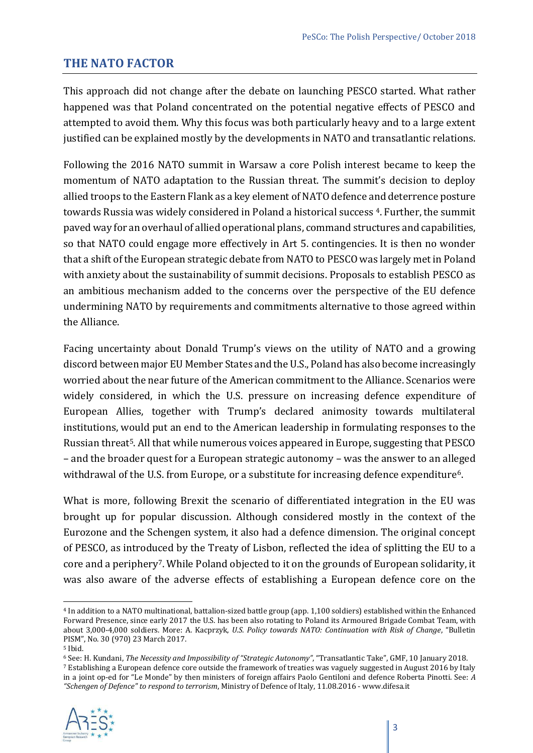## THE NATO FACTOR

This approach did not change after the debate on launching PESCO started. What rather happened was that Poland concentrated on the potential negative effects of PESCO and attempted to avoid them. Why this focus was both particularly heavy and to a large extent justified can be explained mostly by the developments in NATO and transatlantic relations.

Following the 2016 NATO summit in Warsaw a core Polish interest became to keep the momentum of NATO adaptation to the Russian threat. The summit's decision to deploy allied troops to the Eastern Flank as a key element of NATO defence and deterrence posture towards Russia was widely considered in Poland a historical success [4]. Further, the summit paved way for an overhaul of allied operational plans, command structures and capabilities, so that NATO could engage more effectively in Art 5. contingencies. It is then no wonder that a shift of the European strategic debate from NATO to PESCO was largely met in Poland with anxiety about the sustainability of summit decisions. Proposals to establish PESCO as an ambitious mechanism added to the concerns over the perspective of the EU defence undermining NATO by requirements and commitments alternative to those agreed within the Alliance.

Facing uncertainty about Donald Trump's views on the utility of NATO and a growing discord between major EU Member States and the U.S., Poland has also become increasingly worried about the near future of the American commitment to the Alliance. Scenarios were widely considered, in which the U.S. pressure on increasing defence expenditure of European Allies, together with Trump's declared animosity towards multilateral institutions, would put an end to the American leadership in formulating responses to the Russian threat[5]. All that while numerous voices appeared in Europe, suggesting that PESCO – and the broader quest for a European strategic autonomy – was the answer to an alleged withdrawal of the U.S. from Europe, or a substitute for increasing defence expenditure[6].

What is more, following Brexit the scenario of differentiated integration in the EU was brought up for popular discussion. Although considered mostly in the context of the Eurozone and the Schengen system, it also had a defence dimension. The original concept of PESCO, as introduced by the Treaty of Lisbon, reflected the idea of splitting the EU to a core and a periphery[7]. While Poland objected to it on the grounds of European solidarity, it was also aware of the adverse effects of establishing a European defence core on the

---

[4] In addition to a NATO multinational, battalion-sized battle group (app. 1,100 soldiers) established within the Enhanced Forward Presence, since early 2017 the U.S. has been also rotating to Poland its Armoured Brigade Combat Team, with about 3,000-4,000 soldiers. More: A. Kacprzyk, *U.S. Policy towards NATO: Continuation with Risk of Change*, "Bulletin PISM", No. 30 (970) 23 March 2017.

[5] Ibid.

[6] See: H. Kundani, *The Necessity and Impossibility of "Strategic Autonomy"*, "Transatlantic Take", GMF, 10 January 2018.

[7] Establishing a European defence core outside the framework of treaties was vaguely suggested in August 2016 by Italy in a joint op-ed for "Le Monde" by then ministers of foreign affairs Paolo Gentiloni and defence Roberta Pinotti. See: *A "Schengen of Defence" to respond to terrorism*, Ministry of Defence of Italy, 11.08.2016 - www.difesa.it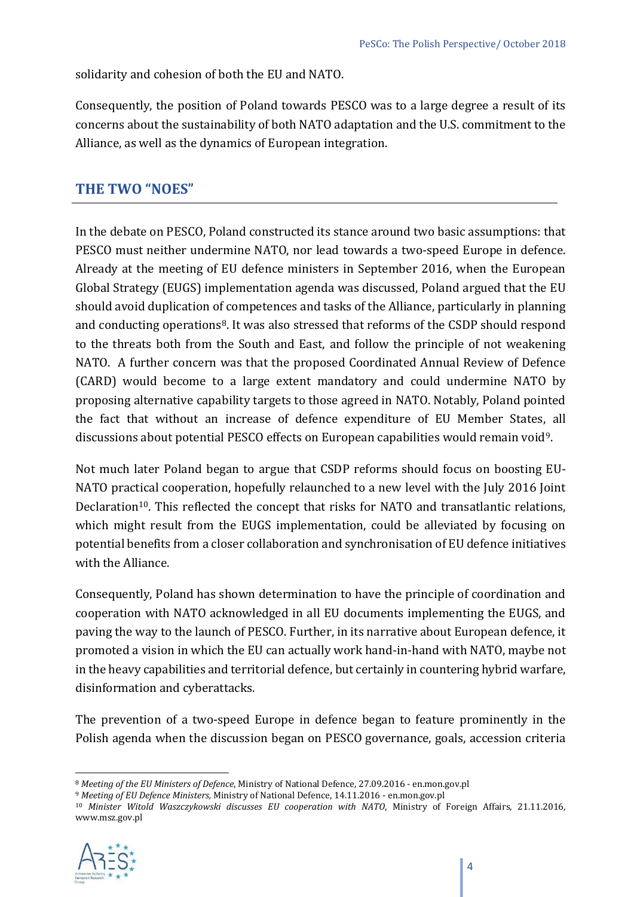solidarity and cohesion of both the EU and NATO.

Consequently, the position of Poland towards PESCO was to a large degree a result of its concerns about the sustainability of both NATO adaptation and the U.S. commitment to the Alliance, as well as the dynamics of European integration.

## THE TWO "NOES"

In the debate on PESCO, Poland constructed its stance around two basic assumptions: that PESCO must neither undermine NATO, nor lead towards a two-speed Europe in defence. Already at the meeting of EU defence ministers in September 2016, when the European Global Strategy (EUGS) implementation agenda was discussed, Poland argued that the EU should avoid duplication of competences and tasks of the Alliance, particularly in planning and conducting operations[8]. It was also stressed that reforms of the CSDP should respond to the threats both from the South and East, and follow the principle of not weakening NATO. A further concern was that the proposed Coordinated Annual Review of Defence (CARD) would become to a large extent mandatory and could undermine NATO by proposing alternative capability targets to those agreed in NATO. Notably, Poland pointed the fact that without an increase of defence expenditure of EU Member States, all discussions about potential PESCO effects on European capabilities would remain void[9].

Not much later Poland began to argue that CSDP reforms should focus on boosting EU-NATO practical cooperation, hopefully relaunched to a new level with the July 2016 Joint Declaration[10]. This reflected the concept that risks for NATO and transatlantic relations, which might result from the EUGS implementation, could be alleviated by focusing on potential benefits from a closer collaboration and synchronisation of EU defence initiatives with the Alliance.

Consequently, Poland has shown determination to have the principle of coordination and cooperation with NATO acknowledged in all EU documents implementing the EUGS, and paving the way to the launch of PESCO. Further, in its narrative about European defence, it promoted a vision in which the EU can actually work hand-in-hand with NATO, maybe not in the heavy capabilities and territorial defence, but certainly in countering hybrid warfare, disinformation and cyberattacks.

The prevention of a two-speed Europe in defence began to feature prominently in the Polish agenda when the discussion began on PESCO governance, goals, accession criteria

---

[8] *Meeting of the EU Ministers of Defence*, Ministry of National Defence, 27.09.2016 - en.mon.gov.pl

[9] *Meeting of EU Defence Ministers*, Ministry of National Defence, 14.11.2016 - en.mon.gov.pl

[10] *Minister Witold Waszczykowski discusses EU cooperation with NATO*, Ministry of Foreign Affairs, 21.11.2016, www.msz.gov.pl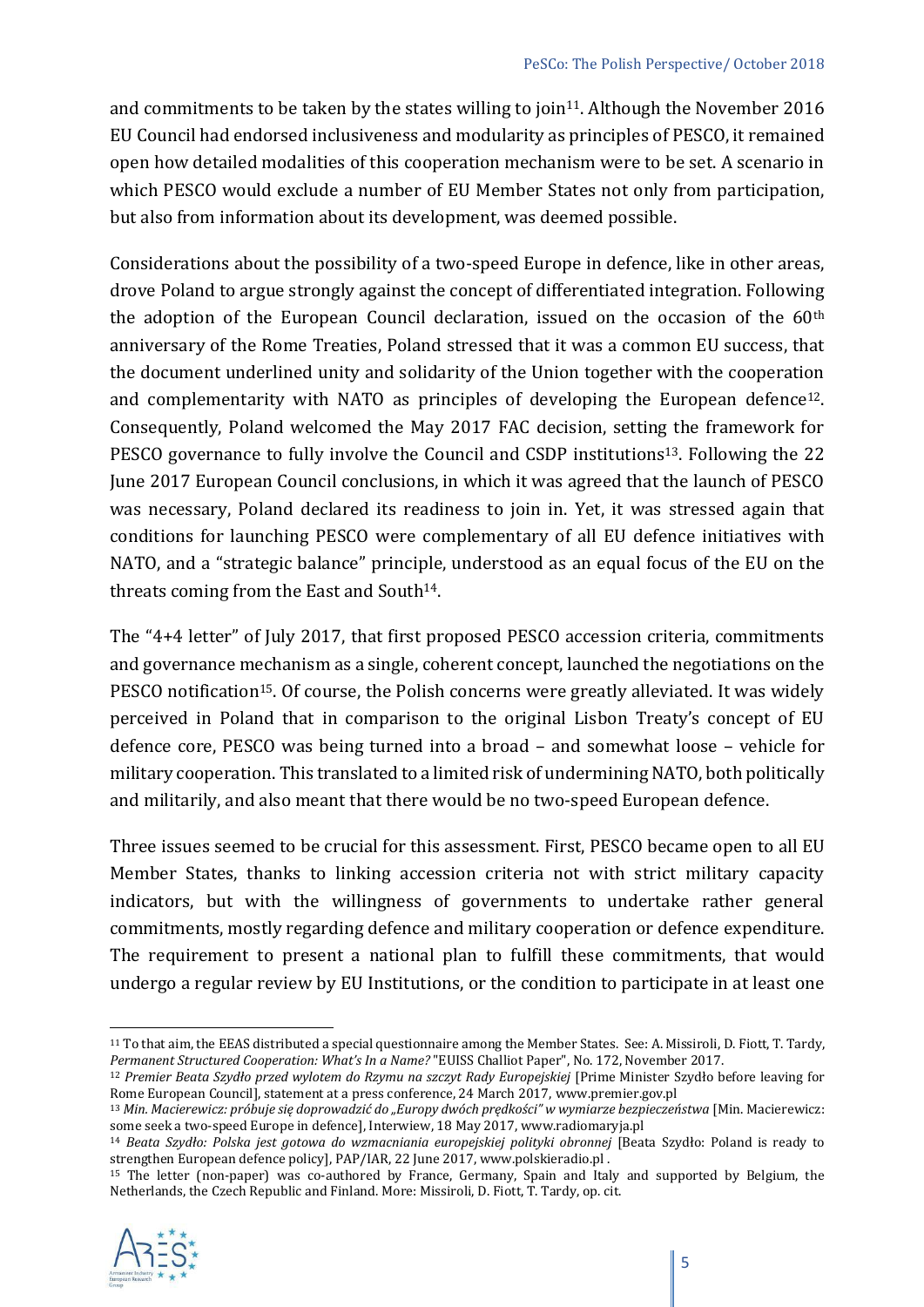and commitments to be taken by the states willing to join[11]. Although the November 2016 EU Council had endorsed inclusiveness and modularity as principles of PESCO, it remained open how detailed modalities of this cooperation mechanism were to be set. A scenario in which PESCO would exclude a number of EU Member States not only from participation, but also from information about its development, was deemed possible.

Considerations about the possibility of a two-speed Europe in defence, like in other areas, drove Poland to argue strongly against the concept of differentiated integration. Following the adoption of the European Council declaration, issued on the occasion of the 60th anniversary of the Rome Treaties, Poland stressed that it was a common EU success, that the document underlined unity and solidarity of the Union together with the cooperation and complementarity with NATO as principles of developing the European defence[12]. Consequently, Poland welcomed the May 2017 FAC decision, setting the framework for PESCO governance to fully involve the Council and CSDP institutions[13]. Following the 22 June 2017 European Council conclusions, in which it was agreed that the launch of PESCO was necessary, Poland declared its readiness to join in. Yet, it was stressed again that conditions for launching PESCO were complementary of all EU defence initiatives with NATO, and a "strategic balance" principle, understood as an equal focus of the EU on the threats coming from the East and South[14].

The "4+4 letter" of July 2017, that first proposed PESCO accession criteria, commitments and governance mechanism as a single, coherent concept, launched the negotiations on the PESCO notification[15]. Of course, the Polish concerns were greatly alleviated. It was widely perceived in Poland that in comparison to the original Lisbon Treaty's concept of EU defence core, PESCO was being turned into a broad – and somewhat loose – vehicle for military cooperation. This translated to a limited risk of undermining NATO, both politically and militarily, and also meant that there would be no two-speed European defence.

Three issues seemed to be crucial for this assessment. First, PESCO became open to all EU Member States, thanks to linking accession criteria not with strict military capacity indicators, but with the willingness of governments to undertake rather general commitments, mostly regarding defence and military cooperation or defence expenditure. The requirement to present a national plan to fulfill these commitments, that would undergo a regular review by EU Institutions, or the condition to participate in at least one

---

[11] To that aim, the EEAS distributed a special questionnaire among the Member States. See: A. Missiroli, D. Fiott, T. Tardy, *Permanent Structured Cooperation: What's In a Name?* "EUISS Challiot Paper", No. 172, November 2017.

[12] *Premier Beata Szydło przed wylotem do Rzymu na szczyt Rady Europejskiej* [Prime Minister Szydło before leaving for Rome European Council], statement at a press conference, 24 March 2017, www.premier.gov.pl

[13] *Min. Macierewicz: próbuje się doprowadzić do „Europy dwóch prędkości" w wymiarze bezpieczeństwa* [Min. Macierewicz: some seek a two-speed Europe in defence], Interwiew, 18 May 2017, www.radiomaryja.pl

[14] *Beata Szydło: Polska jest gotowa do wzmacniania europejskiej polityki obronnej* [Beata Szydło: Poland is ready to strengthen European defence policy], PAP/IAR, 22 June 2017, www.polskieradio.pl .

[15] The letter (non-paper) was co-authored by France, Germany, Spain and Italy and supported by Belgium, the Netherlands, the Czech Republic and Finland. More: Missiroli, D. Fiott, T. Tardy, op. cit.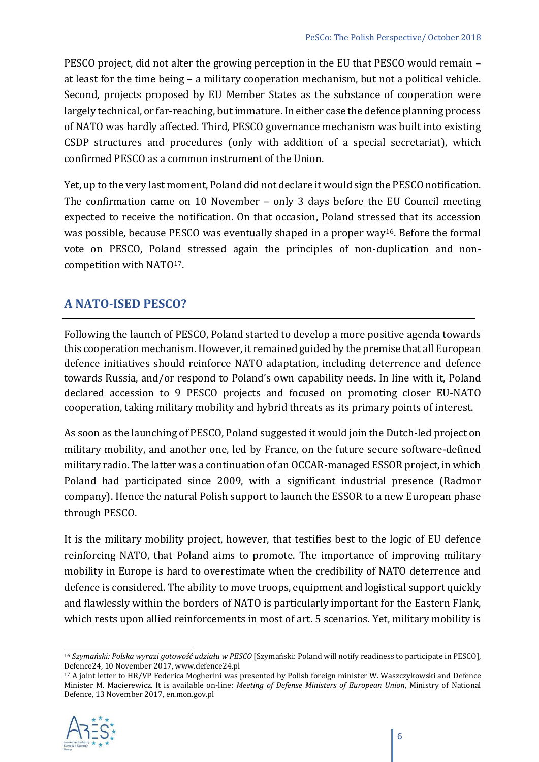PESCO project, did not alter the growing perception in the EU that PESCO would remain – at least for the time being – a military cooperation mechanism, but not a political vehicle. Second, projects proposed by EU Member States as the substance of cooperation were largely technical, or far-reaching, but immature. In either case the defence planning process of NATO was hardly affected. Third, PESCO governance mechanism was built into existing CSDP structures and procedures (only with addition of a special secretariat), which confirmed PESCO as a common instrument of the Union.

Yet, up to the very last moment, Poland did not declare it would sign the PESCO notification. The confirmation came on 10 November – only 3 days before the EU Council meeting expected to receive the notification. On that occasion, Poland stressed that its accession was possible, because PESCO was eventually shaped in a proper way[16]. Before the formal vote on PESCO, Poland stressed again the principles of non-duplication and non-competition with NATO[17].

## A NATO-ISED PESCO?

Following the launch of PESCO, Poland started to develop a more positive agenda towards this cooperation mechanism. However, it remained guided by the premise that all European defence initiatives should reinforce NATO adaptation, including deterrence and defence towards Russia, and/or respond to Poland's own capability needs. In line with it, Poland declared accession to 9 PESCO projects and focused on promoting closer EU-NATO cooperation, taking military mobility and hybrid threats as its primary points of interest.

As soon as the launching of PESCO, Poland suggested it would join the Dutch-led project on military mobility, and another one, led by France, on the future secure software-defined military radio. The latter was a continuation of an OCCAR-managed ESSOR project, in which Poland had participated since 2009, with a significant industrial presence (Radmor company). Hence the natural Polish support to launch the ESSOR to a new European phase through PESCO.

It is the military mobility project, however, that testifies best to the logic of EU defence reinforcing NATO, that Poland aims to promote. The importance of improving military mobility in Europe is hard to overestimate when the credibility of NATO deterrence and defence is considered. The ability to move troops, equipment and logistical support quickly and flawlessly within the borders of NATO is particularly important for the Eastern Flank, which rests upon allied reinforcements in most of art. 5 scenarios. Yet, military mobility is

---

[16] *Szymański: Polska wyrazi gotowość udziału w PESCO* [Szymański: Poland will notify readiness to participate in PESCO], Defence24, 10 November 2017, www.defence24.pl

[17] A joint letter to HR/VP Federica Mogherini was presented by Polish foreign minister W. Waszczykowski and Defence Minister M. Macierewicz. It is available on-line: *Meeting of Defense Ministers of European Union*, Ministry of National Defence, 13 November 2017, en.mon.gov.pl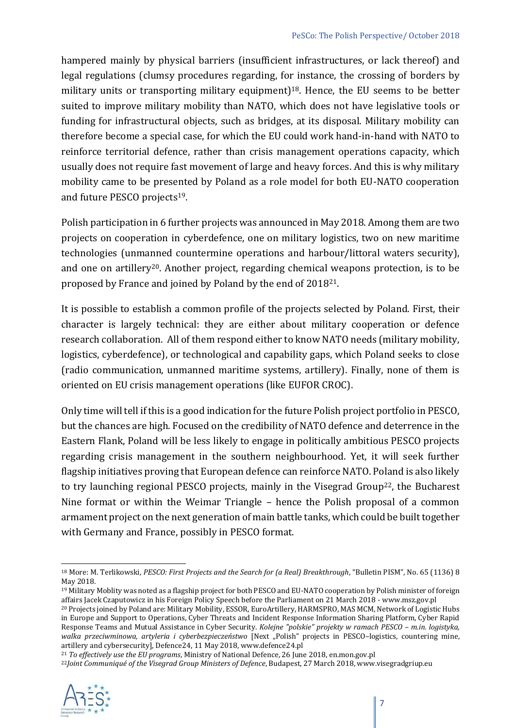hampered mainly by physical barriers (insufficient infrastructures, or lack thereof) and legal regulations (clumsy procedures regarding, for instance, the crossing of borders by military units or transporting military equipment)[18]. Hence, the EU seems to be better suited to improve military mobility than NATO, which does not have legislative tools or funding for infrastructural objects, such as bridges, at its disposal. Military mobility can therefore become a special case, for which the EU could work hand-in-hand with NATO to reinforce territorial defence, rather than crisis management operations capacity, which usually does not require fast movement of large and heavy forces. And this is why military mobility came to be presented by Poland as a role model for both EU-NATO cooperation and future PESCO projects[19].

Polish participation in 6 further projects was announced in May 2018. Among them are two projects on cooperation in cyberdefence, one on military logistics, two on new maritime technologies (unmanned countermine operations and harbour/littoral waters security), and one on artillery[20]. Another project, regarding chemical weapons protection, is to be proposed by France and joined by Poland by the end of 2018[21].

It is possible to establish a common profile of the projects selected by Poland. First, their character is largely technical: they are either about military cooperation or defence research collaboration. All of them respond either to know NATO needs (military mobility, logistics, cyberdefence), or technological and capability gaps, which Poland seeks to close (radio communication, unmanned maritime systems, artillery). Finally, none of them is oriented on EU crisis management operations (like EUFOR CROC).

Only time will tell if this is a good indication for the future Polish project portfolio in PESCO, but the chances are high. Focused on the credibility of NATO defence and deterrence in the Eastern Flank, Poland will be less likely to engage in politically ambitious PESCO projects regarding crisis management in the southern neighbourhood. Yet, it will seek further flagship initiatives proving that European defence can reinforce NATO. Poland is also likely to try launching regional PESCO projects, mainly in the Visegrad Group[22], the Bucharest Nine format or within the Weimar Triangle – hence the Polish proposal of a common armament project on the next generation of main battle tanks, which could be built together with Germany and France, possibly in PESCO format.

---

[18] More: M. Terlikowski, *PESCO: First Projects and the Search for (a Real) Breakthrough*, "Bulletin PISM", No. 65 (1136) 8 May 2018.

[19] Military Moblity was noted as a flagship project for both PESCO and EU-NATO cooperation by Polish minister of foreign affairs Jacek Czaputowicz in his Foreign Policy Speech before the Parliament on 21 March 2018 - www.msz.gov.pl

[20] Projects joined by Poland are: Military Mobility, ESSOR, EuroArtillery, HARMSPRO, MAS MCM, Network of Logistic Hubs in Europe and Support to Operations, Cyber Threats and Incident Response Information Sharing Platform, Cyber Rapid Response Teams and Mutual Assistance in Cyber Security. *Kolejne "polskie" projekty w ramach PESCO – m.in. logistyka, walka przeciwminowa, artyleria i cyberbezpieczeństwo* [Next „Polish" projects in PESCO–logistics, countering mine, artillery and cybersecurity], Defence24, 11 May 2018, www.defence24.pl

[21] *To effectively use the EU programs*, Ministry of National Defence, 26 June 2018, en.mon.gov.pl

[22] *Joint Communiqué of the Visegrad Group Ministers of Defence*, Budapest, 27 March 2018, www.visegradgriup.eu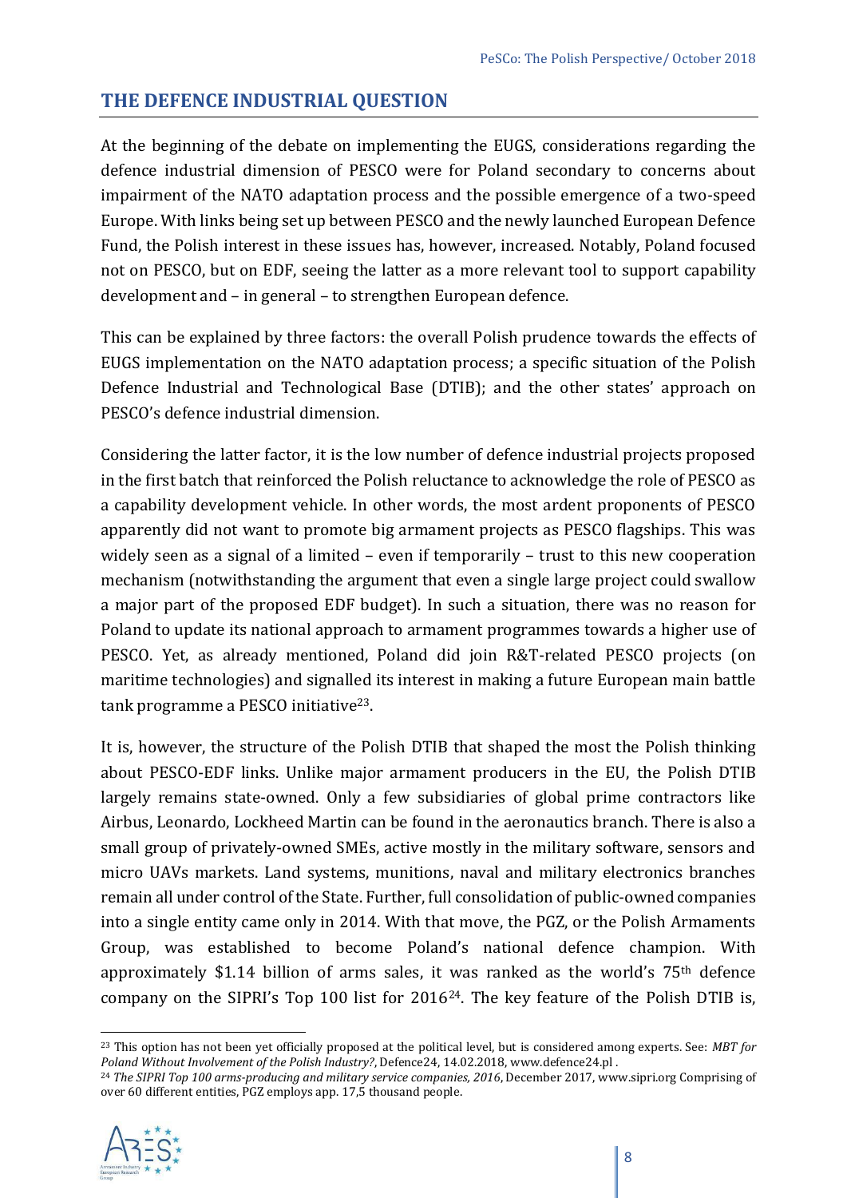## THE DEFENCE INDUSTRIAL QUESTION

At the beginning of the debate on implementing the EUGS, considerations regarding the defence industrial dimension of PESCO were for Poland secondary to concerns about impairment of the NATO adaptation process and the possible emergence of a two-speed Europe. With links being set up between PESCO and the newly launched European Defence Fund, the Polish interest in these issues has, however, increased. Notably, Poland focused not on PESCO, but on EDF, seeing the latter as a more relevant tool to support capability development and – in general – to strengthen European defence.

This can be explained by three factors: the overall Polish prudence towards the effects of EUGS implementation on the NATO adaptation process; a specific situation of the Polish Defence Industrial and Technological Base (DTIB); and the other states' approach on PESCO's defence industrial dimension.

Considering the latter factor, it is the low number of defence industrial projects proposed in the first batch that reinforced the Polish reluctance to acknowledge the role of PESCO as a capability development vehicle. In other words, the most ardent proponents of PESCO apparently did not want to promote big armament projects as PESCO flagships. This was widely seen as a signal of a limited – even if temporarily – trust to this new cooperation mechanism (notwithstanding the argument that even a single large project could swallow a major part of the proposed EDF budget). In such a situation, there was no reason for Poland to update its national approach to armament programmes towards a higher use of PESCO. Yet, as already mentioned, Poland did join R&T-related PESCO projects (on maritime technologies) and signalled its interest in making a future European main battle tank programme a PESCO initiative[23].

It is, however, the structure of the Polish DTIB that shaped the most the Polish thinking about PESCO-EDF links. Unlike major armament producers in the EU, the Polish DTIB largely remains state-owned. Only a few subsidiaries of global prime contractors like Airbus, Leonardo, Lockheed Martin can be found in the aeronautics branch. There is also a small group of privately-owned SMEs, active mostly in the military software, sensors and micro UAVs markets. Land systems, munitions, naval and military electronics branches remain all under control of the State. Further, full consolidation of public-owned companies into a single entity came only in 2014. With that move, the PGZ, or the Polish Armaments Group, was established to become Poland's national defence champion. With approximately $1.14 billion of arms sales, it was ranked as the world's 75th defence company on the SIPRI's Top 100 list for 2016[24]. The key feature of the Polish DTIB is,

---

[23] This option has not been yet officially proposed at the political level, but is considered among experts. See: *MBT for Poland Without Involvement of the Polish Industry?*, Defence24, 14.02.2018, www.defence24.pl .

[24] *The SIPRI Top 100 arms-producing and military service companies, 2016*, December 2017, www.sipri.org Comprising of over 60 different entities, PGZ employs app. 17,5 thousand people.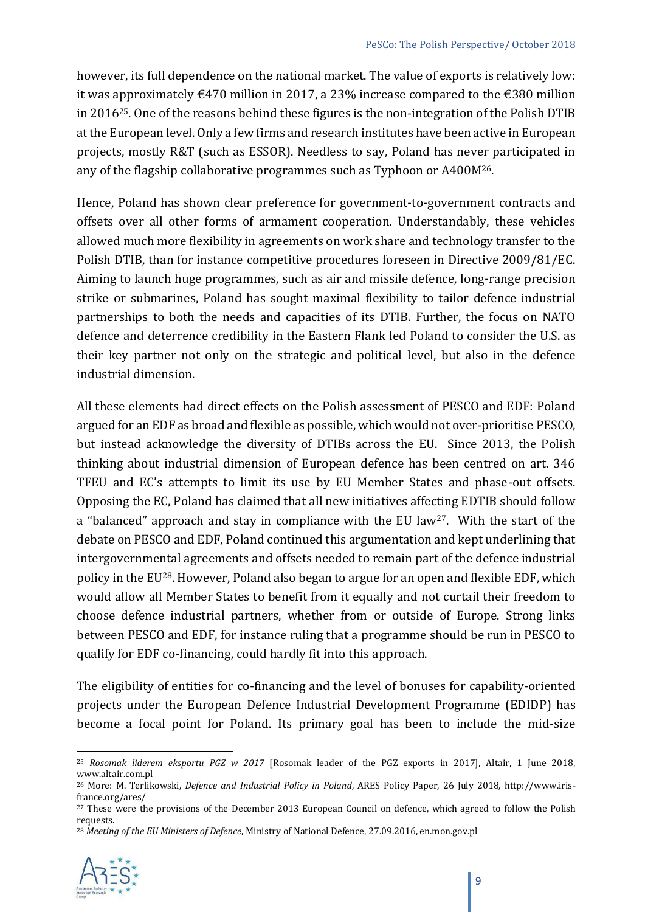however, its full dependence on the national market. The value of exports is relatively low: it was approximately €470 million in 2017, a 23% increase compared to the €380 million in 2016[25]. One of the reasons behind these figures is the non-integration of the Polish DTIB at the European level. Only a few firms and research institutes have been active in European projects, mostly R&T (such as ESSOR). Needless to say, Poland has never participated in any of the flagship collaborative programmes such as Typhoon or A400M[26].

Hence, Poland has shown clear preference for government-to-government contracts and offsets over all other forms of armament cooperation. Understandably, these vehicles allowed much more flexibility in agreements on work share and technology transfer to the Polish DTIB, than for instance competitive procedures foreseen in Directive 2009/81/EC. Aiming to launch huge programmes, such as air and missile defence, long-range precision strike or submarines, Poland has sought maximal flexibility to tailor defence industrial partnerships to both the needs and capacities of its DTIB. Further, the focus on NATO defence and deterrence credibility in the Eastern Flank led Poland to consider the U.S. as their key partner not only on the strategic and political level, but also in the defence industrial dimension.

All these elements had direct effects on the Polish assessment of PESCO and EDF: Poland argued for an EDF as broad and flexible as possible, which would not over-prioritise PESCO, but instead acknowledge the diversity of DTIBs across the EU. Since 2013, the Polish thinking about industrial dimension of European defence has been centred on art. 346 TFEU and EC's attempts to limit its use by EU Member States and phase-out offsets. Opposing the EC, Poland has claimed that all new initiatives affecting EDTIB should follow a "balanced" approach and stay in compliance with the EU law[27]. With the start of the debate on PESCO and EDF, Poland continued this argumentation and kept underlining that intergovernmental agreements and offsets needed to remain part of the defence industrial policy in the EU[28]. However, Poland also began to argue for an open and flexible EDF, which would allow all Member States to benefit from it equally and not curtail their freedom to choose defence industrial partners, whether from or outside of Europe. Strong links between PESCO and EDF, for instance ruling that a programme should be run in PESCO to qualify for EDF co-financing, could hardly fit into this approach.

The eligibility of entities for co-financing and the level of bonuses for capability-oriented projects under the European Defence Industrial Development Programme (EDIDP) has become a focal point for Poland. Its primary goal has been to include the mid-size

---

[25] *Rosomak liderem eksportu PGZ w 2017* [Rosomak leader of the PGZ exports in 2017], Altair, 1 June 2018, www.altair.com.pl

[26] More: M. Terlikowski, *Defence and Industrial Policy in Poland*, ARES Policy Paper, 26 July 2018, http://www.iris-france.org/ares/

[27] These were the provisions of the December 2013 European Council on defence, which agreed to follow the Polish requests.

[28] *Meeting of the EU Ministers of Defence*, Ministry of National Defence, 27.09.2016, en.mon.gov.pl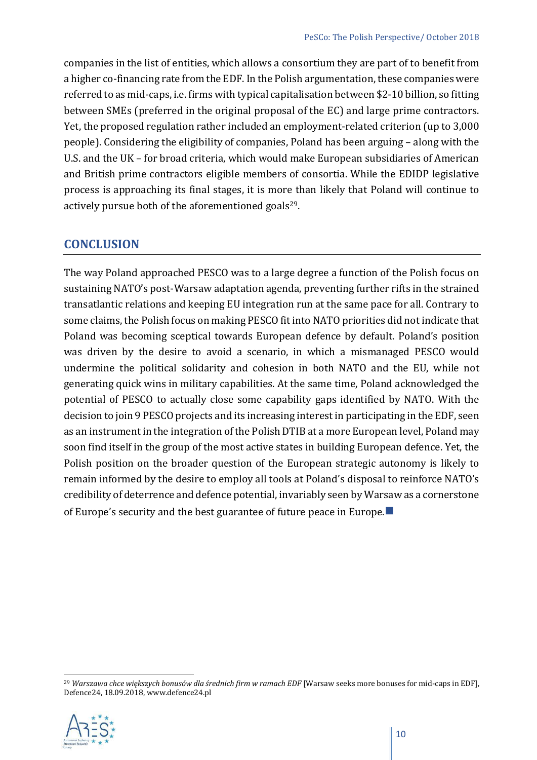companies in the list of entities, which allows a consortium they are part of to benefit from a higher co-financing rate from the EDF. In the Polish argumentation, these companies were referred to as mid-caps, i.e. firms with typical capitalisation between $2-10 billion, so fitting between SMEs (preferred in the original proposal of the EC) and large prime contractors. Yet, the proposed regulation rather included an employment-related criterion (up to 3,000 people). Considering the eligibility of companies, Poland has been arguing – along with the U.S. and the UK – for broad criteria, which would make European subsidiaries of American and British prime contractors eligible members of consortia. While the EDIDP legislative process is approaching its final stages, it is more than likely that Poland will continue to actively pursue both of the aforementioned goals[29].

## CONCLUSION

The way Poland approached PESCO was to a large degree a function of the Polish focus on sustaining NATO's post-Warsaw adaptation agenda, preventing further rifts in the strained transatlantic relations and keeping EU integration run at the same pace for all. Contrary to some claims, the Polish focus on making PESCO fit into NATO priorities did not indicate that Poland was becoming sceptical towards European defence by default. Poland's position was driven by the desire to avoid a scenario, in which a mismanaged PESCO would undermine the political solidarity and cohesion in both NATO and the EU, while not generating quick wins in military capabilities. At the same time, Poland acknowledged the potential of PESCO to actually close some capability gaps identified by NATO. With the decision to join 9 PESCO projects and its increasing interest in participating in the EDF, seen as an instrument in the integration of the Polish DTIB at a more European level, Poland may soon find itself in the group of the most active states in building European defence. Yet, the Polish position on the broader question of the European strategic autonomy is likely to remain informed by the desire to employ all tools at Poland's disposal to reinforce NATO's credibility of deterrence and defence potential, invariably seen by Warsaw as a cornerstone of Europe's security and the best guarantee of future peace in Europe.

---

[29] *Warszawa chce większych bonusów dla średnich firm w ramach EDF* [Warsaw seeks more bonuses for mid-caps in EDF], Defence24, 18.09.2018, www.defence24.pl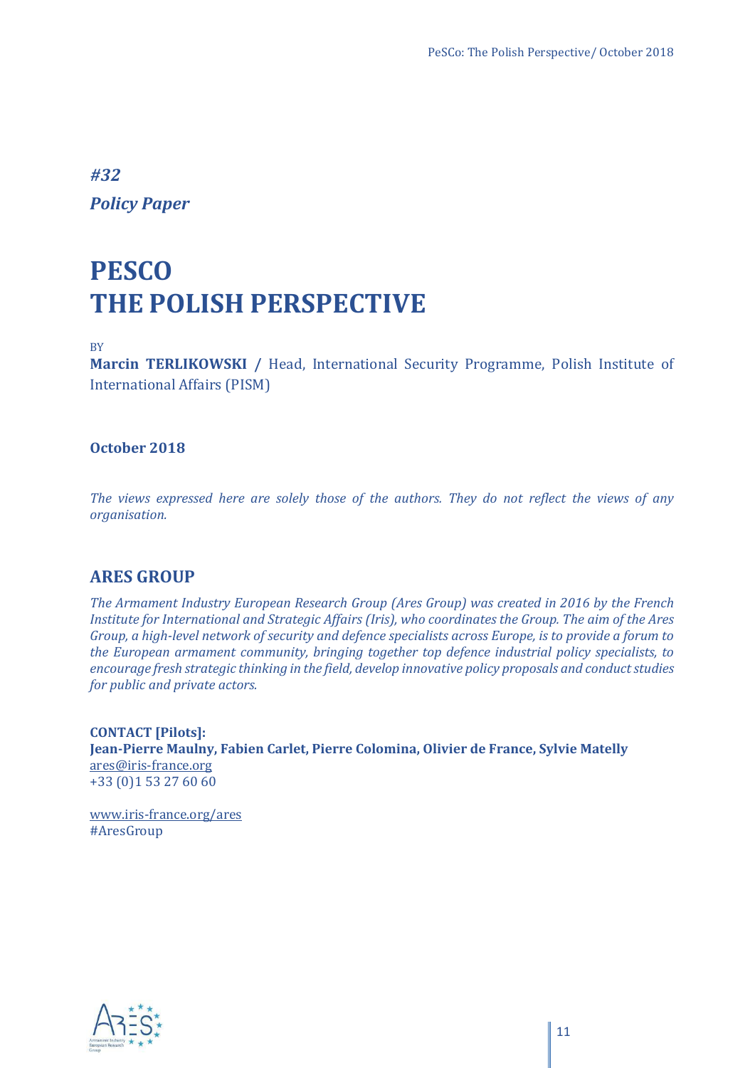*#32*

*Policy Paper*

# PESCO THE POLISH PERSPECTIVE

BY

**Marcin TERLIKOWSKI /** Head, International Security Programme, Polish Institute of International Affairs (PISM)

**October 2018**

*The views expressed here are solely those of the authors. They do not reflect the views of any organisation.*

## ARES GROUP

*The Armament Industry European Research Group (Ares Group) was created in 2016 by the French Institute for International and Strategic Affairs (Iris), who coordinates the Group. The aim of the Ares Group, a high-level network of security and defence specialists across Europe, is to provide a forum to the European armament community, bringing together top defence industrial policy specialists, to encourage fresh strategic thinking in the field, develop innovative policy proposals and conduct studies for public and private actors.*

**CONTACT [Pilots]:**
**Jean-Pierre Maulny, Fabien Carlet, Pierre Colomina, Olivier de France, Sylvie Matelly**
ares@iris-france.org
+33 (0)1 53 27 60 60

www.iris-france.org/ares
#AresGroup